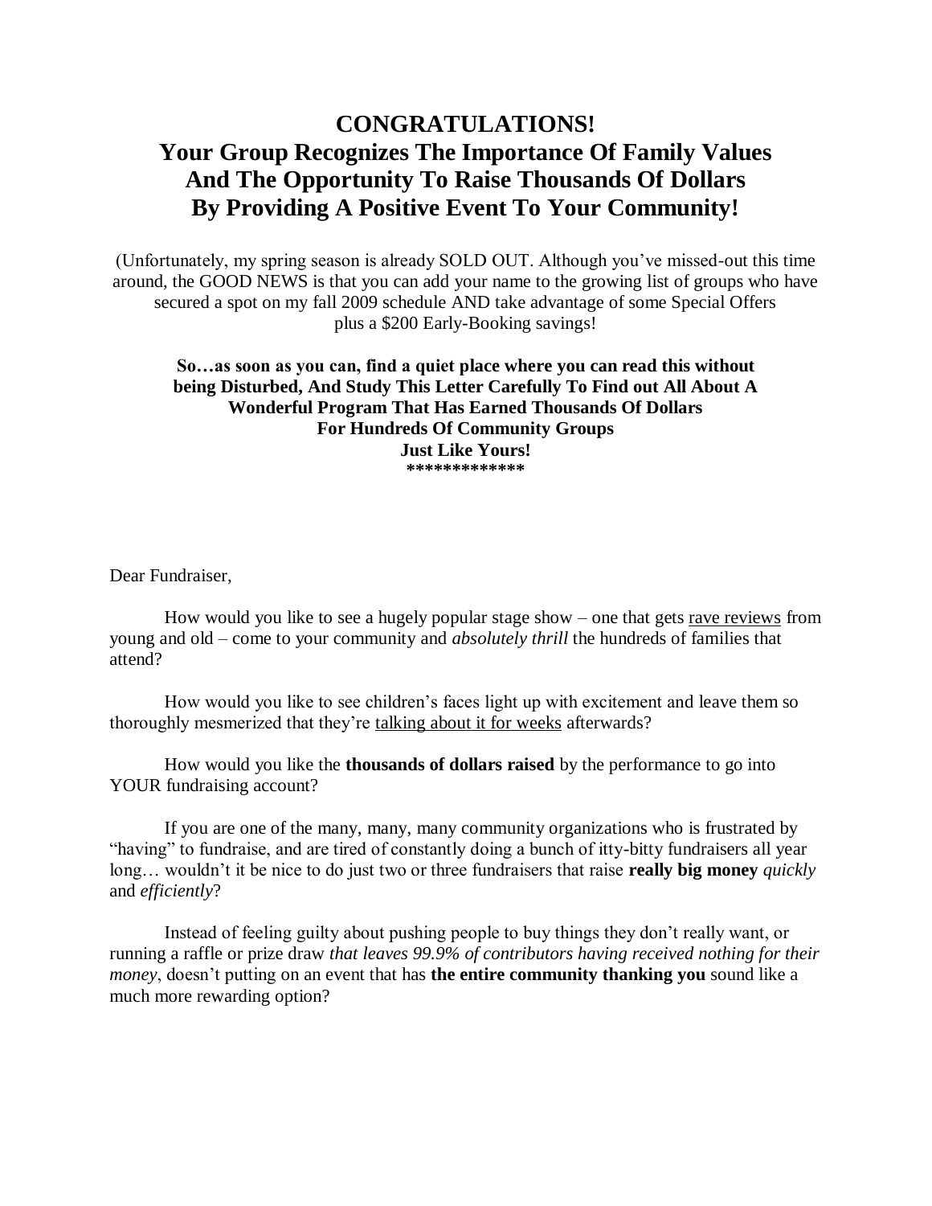# CONGRATULATIONS! Your Group Recognizes The Importance Of Family Values And The Opportunity To Raise Thousands Of Dollars By Providing A Positive Event To Your Community!

(Unfortunately, my spring season is already SOLD OUT. Although you've missed-out this time around, the GOOD NEWS is that you can add your name to the growing list of groups who have secured a spot on my fall 2009 schedule AND take advantage of some Special Offers plus a $200 Early-Booking savings!

**So…as soon as you can, find a quiet place where you can read this without being Disturbed, And Study This Letter Carefully To Find out All About A Wonderful Program That Has Earned Thousands Of Dollars For Hundreds Of Community Groups Just Like Yours!**
**\*\*\*\*\*\*\*\*\*\*\*\*\***

Dear Fundraiser,

How would you like to see a hugely popular stage show – one that gets rave reviews from young and old – come to your community and *absolutely thrill* the hundreds of families that attend?

How would you like to see children's faces light up with excitement and leave them so thoroughly mesmerized that they're talking about it for weeks afterwards?

How would you like the **thousands of dollars raised** by the performance to go into YOUR fundraising account?

If you are one of the many, many, many community organizations who is frustrated by "having" to fundraise, and are tired of constantly doing a bunch of itty-bitty fundraisers all year long… wouldn't it be nice to do just two or three fundraisers that raise **really big money** *quickly* and *efficiently*?

Instead of feeling guilty about pushing people to buy things they don't really want, or running a raffle or prize draw *that leaves 99.9% of contributors having received nothing for their money*, doesn't putting on an event that has **the entire community thanking you** sound like a much more rewarding option?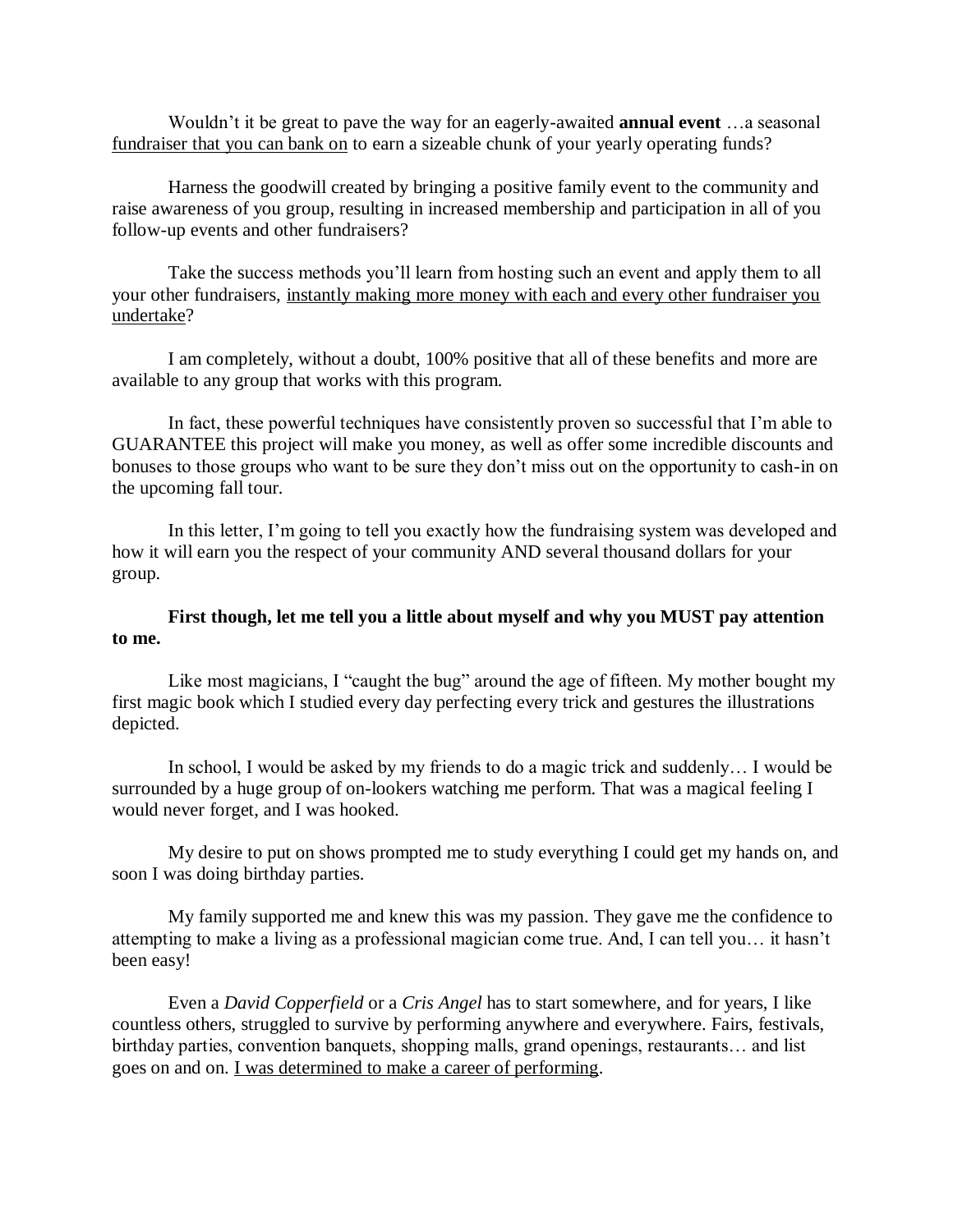Wouldn't it be great to pave the way for an eagerly-awaited **annual event** …a seasonal <u>fundraiser that you can bank on</u> to earn a sizeable chunk of your yearly operating funds?

Harness the goodwill created by bringing a positive family event to the community and raise awareness of you group, resulting in increased membership and participation in all of you follow-up events and other fundraisers?

Take the success methods you'll learn from hosting such an event and apply them to all your other fundraisers, <u>instantly making more money with each and every other fundraiser you undertake</u>?

I am completely, without a doubt, 100% positive that all of these benefits and more are available to any group that works with this program.

In fact, these powerful techniques have consistently proven so successful that I'm able to GUARANTEE this project will make you money, as well as offer some incredible discounts and bonuses to those groups who want to be sure they don't miss out on the opportunity to cash-in on the upcoming fall tour.

In this letter, I'm going to tell you exactly how the fundraising system was developed and how it will earn you the respect of your community AND several thousand dollars for your group.

**First though, let me tell you a little about myself and why you MUST pay attention to me.**

Like most magicians, I "caught the bug" around the age of fifteen. My mother bought my first magic book which I studied every day perfecting every trick and gestures the illustrations depicted.

In school, I would be asked by my friends to do a magic trick and suddenly… I would be surrounded by a huge group of on-lookers watching me perform. That was a magical feeling I would never forget, and I was hooked.

My desire to put on shows prompted me to study everything I could get my hands on, and soon I was doing birthday parties.

My family supported me and knew this was my passion. They gave me the confidence to attempting to make a living as a professional magician come true. And, I can tell you… it hasn't been easy!

Even a *David Copperfield* or a *Cris Angel* has to start somewhere, and for years, I like countless others, struggled to survive by performing anywhere and everywhere. Fairs, festivals, birthday parties, convention banquets, shopping malls, grand openings, restaurants… and list goes on and on. <u>I was determined to make a career of performing</u>.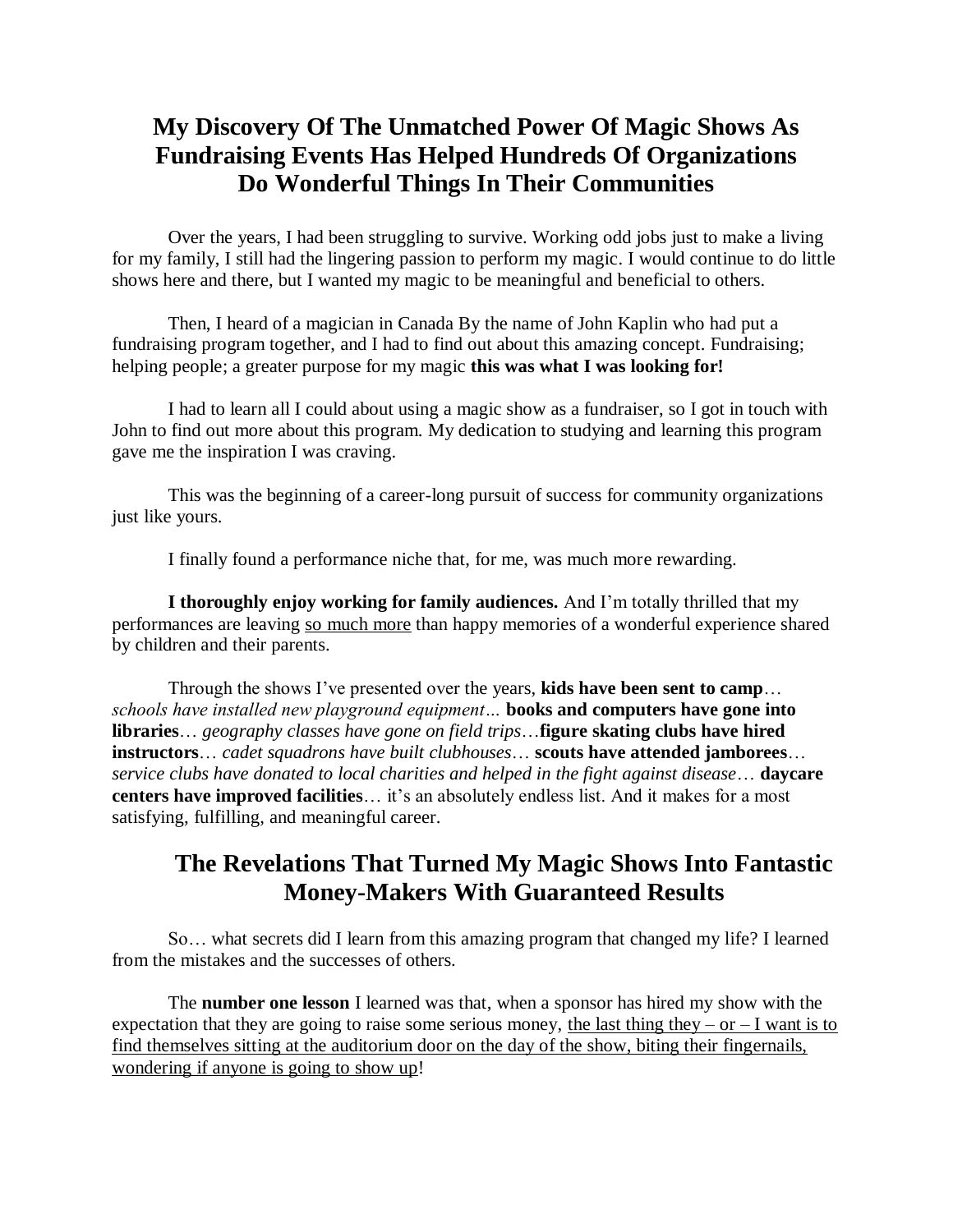## My Discovery Of The Unmatched Power Of Magic Shows As Fundraising Events Has Helped Hundreds Of Organizations Do Wonderful Things In Their Communities

Over the years, I had been struggling to survive. Working odd jobs just to make a living for my family, I still had the lingering passion to perform my magic. I would continue to do little shows here and there, but I wanted my magic to be meaningful and beneficial to others.

Then, I heard of a magician in Canada By the name of John Kaplin who had put a fundraising program together, and I had to find out about this amazing concept. Fundraising; helping people; a greater purpose for my magic **this was what I was looking for!**

I had to learn all I could about using a magic show as a fundraiser, so I got in touch with John to find out more about this program. My dedication to studying and learning this program gave me the inspiration I was craving.

This was the beginning of a career-long pursuit of success for community organizations just like yours.

I finally found a performance niche that, for me, was much more rewarding.

**I thoroughly enjoy working for family audiences.** And I'm totally thrilled that my performances are leaving <u>so much more</u> than happy memories of a wonderful experience shared by children and their parents.

Through the shows I've presented over the years, **kids have been sent to camp**… *schools have installed new playground equipment…* **books and computers have gone into libraries**… *geography classes have gone on field trips*…**figure skating clubs have hired instructors**… *cadet squadrons have built clubhouses*… **scouts have attended jamborees**… *service clubs have donated to local charities and helped in the fight against disease*… **daycare centers have improved facilities**… it's an absolutely endless list. And it makes for a most satisfying, fulfilling, and meaningful career.

## The Revelations That Turned My Magic Shows Into Fantastic Money-Makers With Guaranteed Results

So… what secrets did I learn from this amazing program that changed my life? I learned from the mistakes and the successes of others.

The **number one lesson** I learned was that, when a sponsor has hired my show with the expectation that they are going to raise some serious money, <u>the last thing they – or – I want is to find themselves sitting at the auditorium door on the day of the show, biting their fingernails, wondering if anyone is going to show up</u>!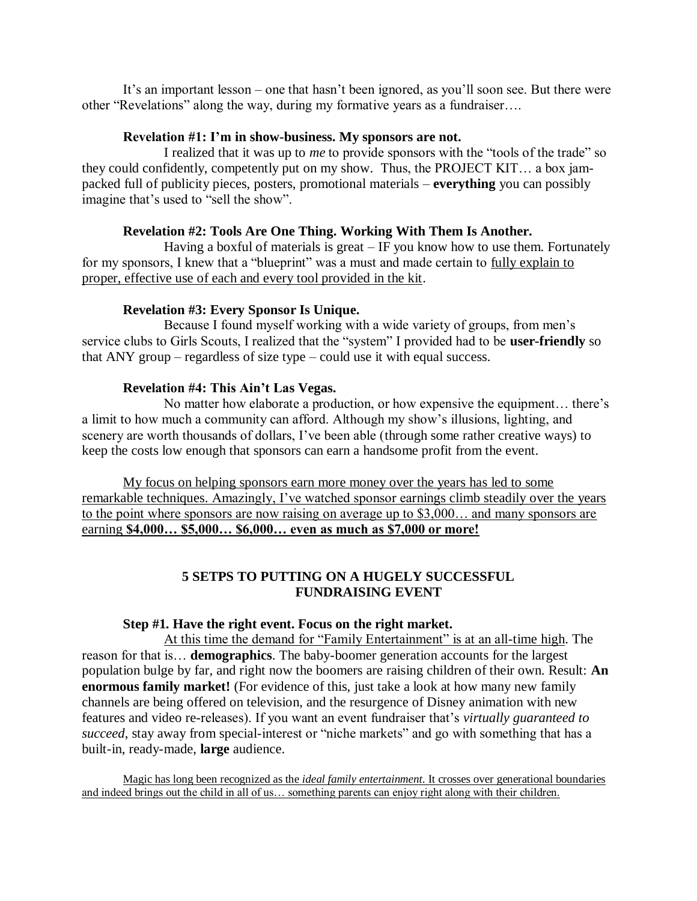It's an important lesson – one that hasn't been ignored, as you'll soon see. But there were other "Revelations" along the way, during my formative years as a fundraiser….

**Revelation #1: I'm in show-business. My sponsors are not.**

I realized that it was up to *me* to provide sponsors with the "tools of the trade" so they could confidently, competently put on my show. Thus, the PROJECT KIT… a box jam-packed full of publicity pieces, posters, promotional materials – **everything** you can possibly imagine that's used to "sell the show".

**Revelation #2: Tools Are One Thing. Working With Them Is Another.**

Having a boxful of materials is great – IF you know how to use them. Fortunately for my sponsors, I knew that a "blueprint" was a must and made certain to <u>fully explain to proper, effective use of each and every tool provided in the kit</u>.

**Revelation #3: Every Sponsor Is Unique.**

Because I found myself working with a wide variety of groups, from men's service clubs to Girls Scouts, I realized that the "system" I provided had to be **user-friendly** so that ANY group – regardless of size type – could use it with equal success.

**Revelation #4: This Ain't Las Vegas.**

No matter how elaborate a production, or how expensive the equipment… there's a limit to how much a community can afford. Although my show's illusions, lighting, and scenery are worth thousands of dollars, I've been able (through some rather creative ways) to keep the costs low enough that sponsors can earn a handsome profit from the event.

<u>My focus on helping sponsors earn more money over the years has led to some remarkable techniques. Amazingly, I've watched sponsor earnings climb steadily over the years to the point where sponsors are now raising on average up to $3,000… and many sponsors are earning **$4,000… $5,000… $6,000… even as much as $7,000 or more!**</u>

## 5 SETPS TO PUTTING ON A HUGELY SUCCESSFUL FUNDRAISING EVENT

**Step #1. Have the right event. Focus on the right market.**

<u>At this time the demand for "Family Entertainment" is at an all-time high</u>. The reason for that is… **demographics**. The baby-boomer generation accounts for the largest population bulge by far, and right now the boomers are raising children of their own. Result: **An enormous family market!** (For evidence of this, just take a look at how many new family channels are being offered on television, and the resurgence of Disney animation with new features and video re-releases). If you want an event fundraiser that's *virtually guaranteed to succeed*, stay away from special-interest or "niche markets" and go with something that has a built-in, ready-made, **large** audience.

<u>Magic has long been recognized as the *ideal family entertainment.* It crosses over generational boundaries and indeed brings out the child in all of us… something parents can enjoy right along with their children.</u>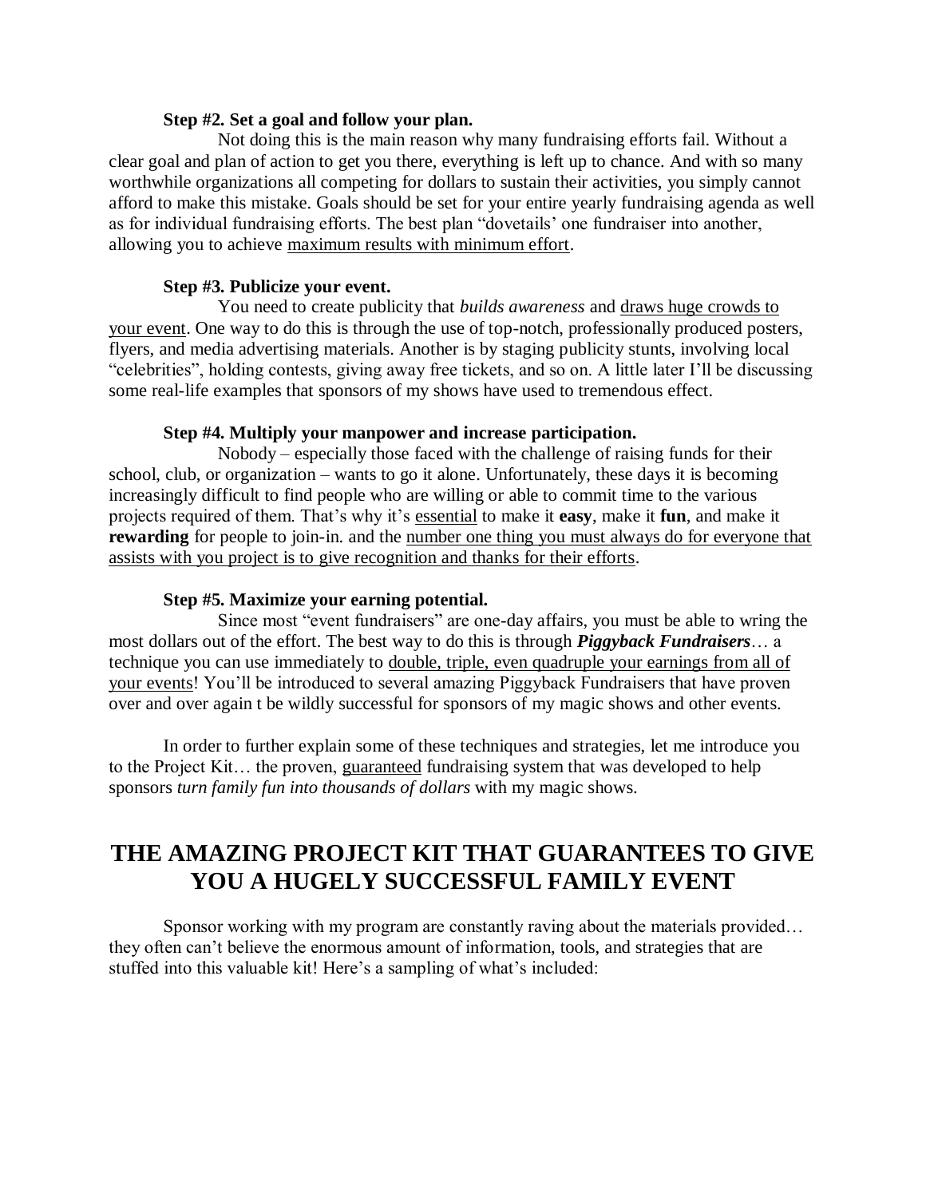**Step #2. Set a goal and follow your plan.**

Not doing this is the main reason why many fundraising efforts fail. Without a clear goal and plan of action to get you there, everything is left up to chance. And with so many worthwhile organizations all competing for dollars to sustain their activities, you simply cannot afford to make this mistake. Goals should be set for your entire yearly fundraising agenda as well as for individual fundraising efforts. The best plan "dovetails' one fundraiser into another, allowing you to achieve <u>maximum results with minimum effort</u>.

**Step #3. Publicize your event.**

You need to create publicity that *builds awareness* and <u>draws huge crowds to your event</u>. One way to do this is through the use of top-notch, professionally produced posters, flyers, and media advertising materials. Another is by staging publicity stunts, involving local "celebrities", holding contests, giving away free tickets, and so on. A little later I'll be discussing some real-life examples that sponsors of my shows have used to tremendous effect.

**Step #4. Multiply your manpower and increase participation.**

Nobody – especially those faced with the challenge of raising funds for their school, club, or organization – wants to go it alone. Unfortunately, these days it is becoming increasingly difficult to find people who are willing or able to commit time to the various projects required of them. That's why it's <u>essential</u> to make it **easy**, make it **fun**, and make it **rewarding** for people to join-in. and the <u>number one thing you must always do for everyone that assists with you project is to give recognition and thanks for their efforts</u>.

**Step #5. Maximize your earning potential.**

Since most "event fundraisers" are one-day affairs, you must be able to wring the most dollars out of the effort. The best way to do this is through ***Piggyback Fundraisers***… a technique you can use immediately to <u>double, triple, even quadruple your earnings from all of your events</u>! You'll be introduced to several amazing Piggyback Fundraisers that have proven over and over again t be wildly successful for sponsors of my magic shows and other events.

In order to further explain some of these techniques and strategies, let me introduce you to the Project Kit… the proven, <u>guaranteed</u> fundraising system that was developed to help sponsors *turn family fun into thousands of dollars* with my magic shows.

## THE AMAZING PROJECT KIT THAT GUARANTEES TO GIVE YOU A HUGELY SUCCESSFUL FAMILY EVENT

Sponsor working with my program are constantly raving about the materials provided… they often can't believe the enormous amount of information, tools, and strategies that are stuffed into this valuable kit! Here's a sampling of what's included: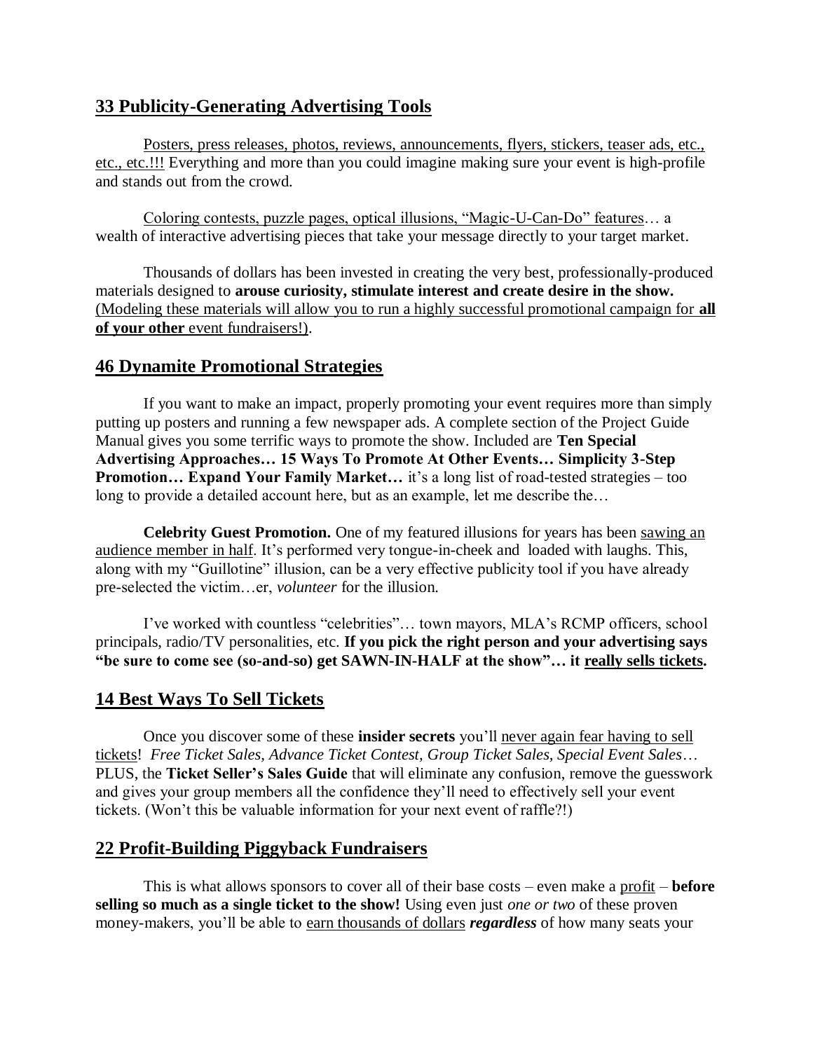## 33 Publicity-Generating Advertising Tools

Posters, press releases, photos, reviews, announcements, flyers, stickers, teaser ads, etc., etc., etc.!!! Everything and more than you could imagine making sure your event is high-profile and stands out from the crowd.

Coloring contests, puzzle pages, optical illusions, "Magic-U-Can-Do" features… a wealth of interactive advertising pieces that take your message directly to your target market.

Thousands of dollars has been invested in creating the very best, professionally-produced materials designed to **arouse curiosity, stimulate interest and create desire in the show.** (Modeling these materials will allow you to run a highly successful promotional campaign for **all of your other** event fundraisers!).

## 46 Dynamite Promotional Strategies

If you want to make an impact, properly promoting your event requires more than simply putting up posters and running a few newspaper ads. A complete section of the Project Guide Manual gives you some terrific ways to promote the show. Included are **Ten Special Advertising Approaches… 15 Ways To Promote At Other Events… Simplicity 3-Step Promotion… Expand Your Family Market…** it's a long list of road-tested strategies – too long to provide a detailed account here, but as an example, let me describe the…

**Celebrity Guest Promotion.** One of my featured illusions for years has been sawing an audience member in half. It's performed very tongue-in-cheek and loaded with laughs. This, along with my "Guillotine" illusion, can be a very effective publicity tool if you have already pre-selected the victim…er, *volunteer* for the illusion.

I've worked with countless "celebrities"… town mayors, MLA's RCMP officers, school principals, radio/TV personalities, etc. **If you pick the right person and your advertising says "be sure to come see (so-and-so) get SAWN-IN-HALF at the show"… it really sells tickets.**

## 14 Best Ways To Sell Tickets

Once you discover some of these **insider secrets** you'll never again fear having to sell tickets! *Free Ticket Sales, Advance Ticket Contest, Group Ticket Sales, Special Event Sales*… PLUS, the **Ticket Seller's Sales Guide** that will eliminate any confusion, remove the guesswork and gives your group members all the confidence they'll need to effectively sell your event tickets. (Won't this be valuable information for your next event of raffle?!)

## 22 Profit-Building Piggyback Fundraisers

This is what allows sponsors to cover all of their base costs – even make a profit – **before selling so much as a single ticket to the show!** Using even just *one or two* of these proven money-makers, you'll be able to earn thousands of dollars ***regardless*** of how many seats your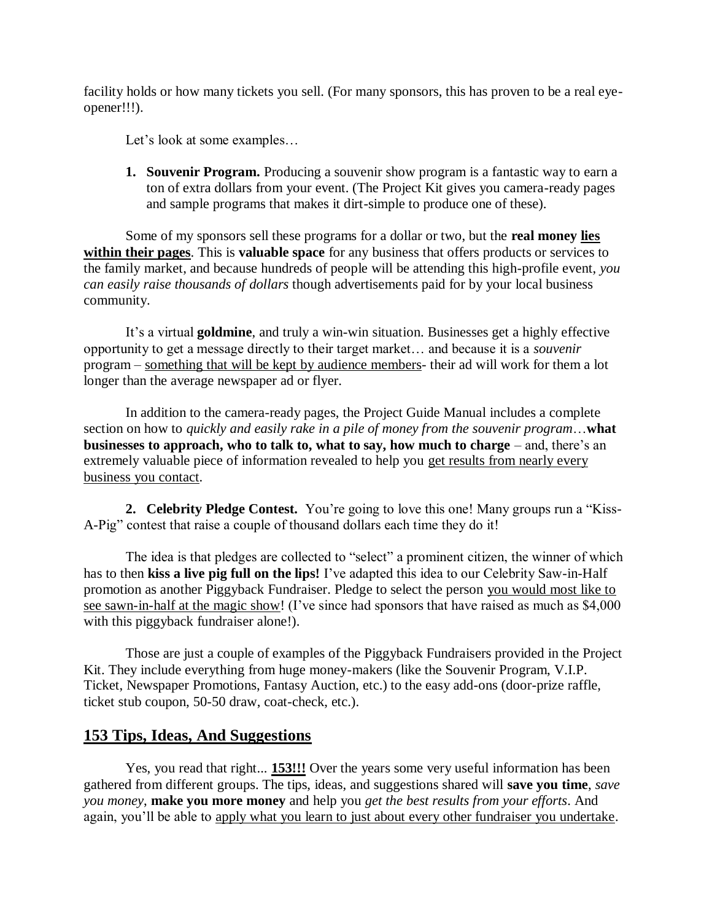facility holds or how many tickets you sell. (For many sponsors, this has proven to be a real eye-opener!!!).

Let's look at some examples…

1. **Souvenir Program.** Producing a souvenir show program is a fantastic way to earn a ton of extra dollars from your event. (The Project Kit gives you camera-ready pages and sample programs that makes it dirt-simple to produce one of these).

Some of my sponsors sell these programs for a dollar or two, but the **real money <u>lies</u> <u>within their pages</u>**. This is **valuable space** for any business that offers products or services to the family market, and because hundreds of people will be attending this high-profile event, *you can easily raise thousands of dollars* though advertisements paid for by your local business community.

It's a virtual **goldmine**, and truly a win-win situation. Businesses get a highly effective opportunity to get a message directly to their target market… and because it is a *souvenir* program – <u>something that will be kept by audience members</u>- their ad will work for them a lot longer than the average newspaper ad or flyer.

In addition to the camera-ready pages, the Project Guide Manual includes a complete section on how to *quickly and easily rake in a pile of money from the souvenir program*…**what businesses to approach, who to talk to, what to say, how much to charge** – and, there's an extremely valuable piece of information revealed to help you <u>get results from nearly every business you contact</u>.

2. **Celebrity Pledge Contest.** You're going to love this one! Many groups run a "Kiss-A-Pig" contest that raise a couple of thousand dollars each time they do it!

The idea is that pledges are collected to "select" a prominent citizen, the winner of which has to then **kiss a live pig full on the lips!** I've adapted this idea to our Celebrity Saw-in-Half promotion as another Piggyback Fundraiser. Pledge to select the person <u>you would most like to see sawn-in-half at the magic show</u>! (I've since had sponsors that have raised as much as $4,000 with this piggyback fundraiser alone!).

Those are just a couple of examples of the Piggyback Fundraisers provided in the Project Kit. They include everything from huge money-makers (like the Souvenir Program, V.I.P. Ticket, Newspaper Promotions, Fantasy Auction, etc.) to the easy add-ons (door-prize raffle, ticket stub coupon, 50-50 draw, coat-check, etc.).

## <u>153 Tips, Ideas, And Suggestions</u>

Yes, you read that right... **<u>153!!!</u>** Over the years some very useful information has been gathered from different groups. The tips, ideas, and suggestions shared will **save you time**, *save you money*, **make you more money** and help you *get the best results from your efforts*. And again, you'll be able to <u>apply what you learn to just about every other fundraiser you undertake</u>.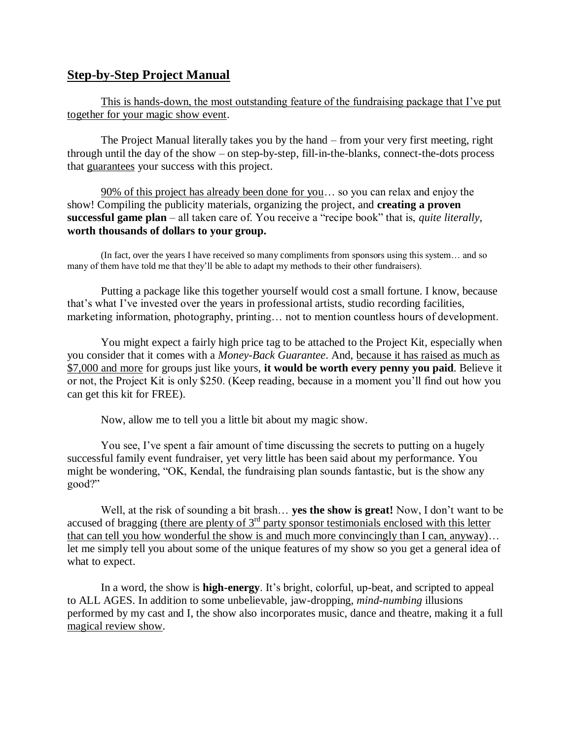## Step-by-Step Project Manual

This is hands-down, the most outstanding feature of the fundraising package that I've put together for your magic show event.

The Project Manual literally takes you by the hand – from your very first meeting, right through until the day of the show – on step-by-step, fill-in-the-blanks, connect-the-dots process that guarantees your success with this project.

90% of this project has already been done for you… so you can relax and enjoy the show! Compiling the publicity materials, organizing the project, and **creating a proven successful game plan** – all taken care of. You receive a "recipe book" that is, *quite literally,* **worth thousands of dollars to your group.**

(In fact, over the years I have received so many compliments from sponsors using this system… and so many of them have told me that they'll be able to adapt my methods to their other fundraisers).

Putting a package like this together yourself would cost a small fortune. I know, because that's what I've invested over the years in professional artists, studio recording facilities, marketing information, photography, printing… not to mention countless hours of development.

You might expect a fairly high price tag to be attached to the Project Kit, especially when you consider that it comes with a *Money-Back Guarantee*. And, because it has raised as much as $7,000 and more for groups just like yours, **it would be worth every penny you paid**. Believe it or not, the Project Kit is only $250. (Keep reading, because in a moment you'll find out how you can get this kit for FREE).

Now, allow me to tell you a little bit about my magic show.

You see, I've spent a fair amount of time discussing the secrets to putting on a hugely successful family event fundraiser, yet very little has been said about my performance. You might be wondering, "OK, Kendal, the fundraising plan sounds fantastic, but is the show any good?"

Well, at the risk of sounding a bit brash… **yes the show is great!** Now, I don't want to be accused of bragging (there are plenty of 3rd party sponsor testimonials enclosed with this letter that can tell you how wonderful the show is and much more convincingly than I can, anyway)… let me simply tell you about some of the unique features of my show so you get a general idea of what to expect.

In a word, the show is **high-energy**. It's bright, colorful, up-beat, and scripted to appeal to ALL AGES. In addition to some unbelievable, jaw-dropping, *mind-numbing* illusions performed by my cast and I, the show also incorporates music, dance and theatre, making it a full magical review show.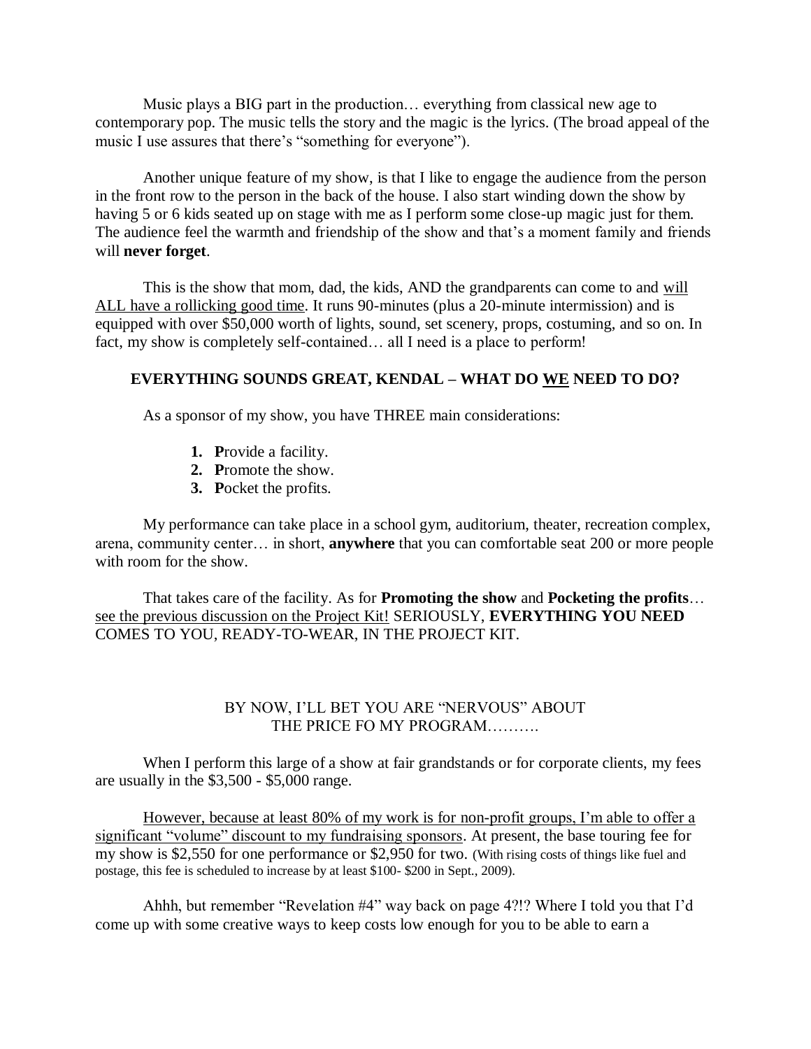Music plays a BIG part in the production… everything from classical new age to contemporary pop. The music tells the story and the magic is the lyrics. (The broad appeal of the music I use assures that there's "something for everyone").

Another unique feature of my show, is that I like to engage the audience from the person in the front row to the person in the back of the house. I also start winding down the show by having 5 or 6 kids seated up on stage with me as I perform some close-up magic just for them. The audience feel the warmth and friendship of the show and that's a moment family and friends will **never forget**.

This is the show that mom, dad, the kids, AND the grandparents can come to and <u>will ALL have a rollicking good time</u>. It runs 90-minutes (plus a 20-minute intermission) and is equipped with over $50,000 worth of lights, sound, set scenery, props, costuming, and so on. In fact, my show is completely self-contained… all I need is a place to perform!

**EVERYTHING SOUNDS GREAT, KENDAL – WHAT DO <u>WE</u> NEED TO DO?**

As a sponsor of my show, you have THREE main considerations:

1. **P**rovide a facility.
2. **P**romote the show.
3. **P**ocket the profits.

My performance can take place in a school gym, auditorium, theater, recreation complex, arena, community center… in short, **anywhere** that you can comfortable seat 200 or more people with room for the show.

That takes care of the facility. As for **Promoting the show** and **Pocketing the profits**… <u>see the previous discussion on the Project Kit!</u> SERIOUSLY, **EVERYTHING YOU NEED** COMES TO YOU, READY-TO-WEAR, IN THE PROJECT KIT.

BY NOW, I'LL BET YOU ARE "NERVOUS" ABOUT THE PRICE FO MY PROGRAM……….

When I perform this large of a show at fair grandstands or for corporate clients, my fees are usually in the $3,500 - $5,000 range.

<u>However, because at least 80% of my work is for non-profit groups, I'm able to offer a significant "volume" discount to my fundraising sponsors</u>. At present, the base touring fee for my show is $2,550 for one performance or $2,950 for two. (With rising costs of things like fuel and postage, this fee is scheduled to increase by at least $100- $200 in Sept., 2009).

Ahhh, but remember "Revelation #4" way back on page 4?!? Where I told you that I'd come up with some creative ways to keep costs low enough for you to be able to earn a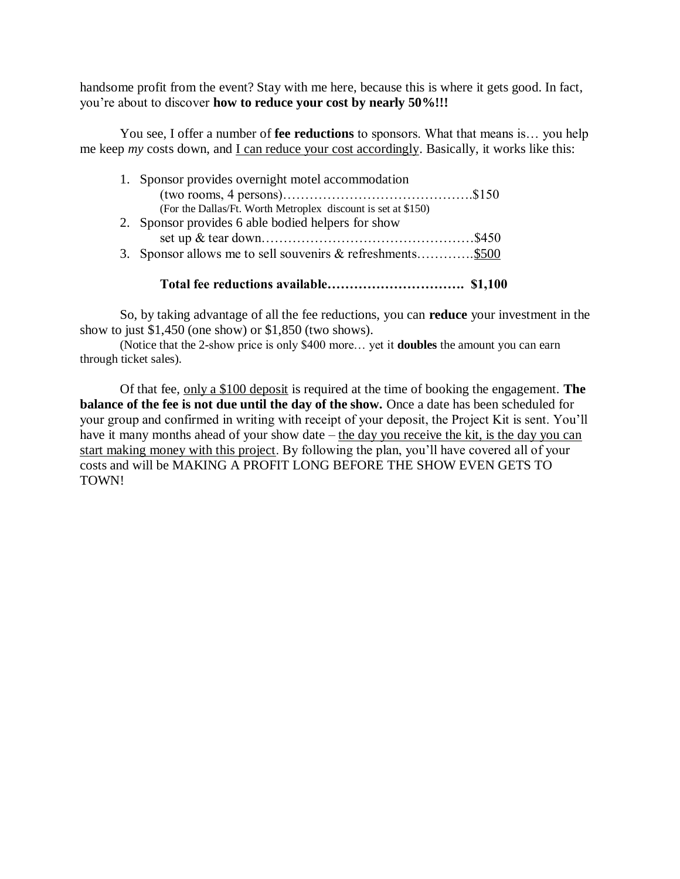handsome profit from the event? Stay with me here, because this is where it gets good. In fact, you're about to discover **how to reduce your cost by nearly 50%!!!**

You see, I offer a number of **fee reductions** to sponsors. What that means is… you help me keep *my* costs down, and <u>I can reduce your cost accordingly</u>. Basically, it works like this:

1. Sponsor provides overnight motel accommodation (two rooms, 4 persons)……………………………………$150
   (For the Dallas/Ft. Worth Metroplex discount is set at $150)
2. Sponsor provides 6 able bodied helpers for show set up & tear down…………………………………………$450
3. Sponsor allows me to sell souvenirs & refreshments…………<u>$500</u>

**Total fee reductions available…………………………. $1,100**

So, by taking advantage of all the fee reductions, you can **reduce** your investment in the show to just $1,450 (one show) or $1,850 (two shows).

(Notice that the 2-show price is only $400 more… yet it **doubles** the amount you can earn through ticket sales).

Of that fee, <u>only a $100 deposit</u> is required at the time of booking the engagement. **The balance of the fee is not due until the day of the show.** Once a date has been scheduled for your group and confirmed in writing with receipt of your deposit, the Project Kit is sent. You'll have it many months ahead of your show date – <u>the day you receive the kit, is the day you can start making money with this project</u>. By following the plan, you'll have covered all of your costs and will be MAKING A PROFIT LONG BEFORE THE SHOW EVEN GETS TO TOWN!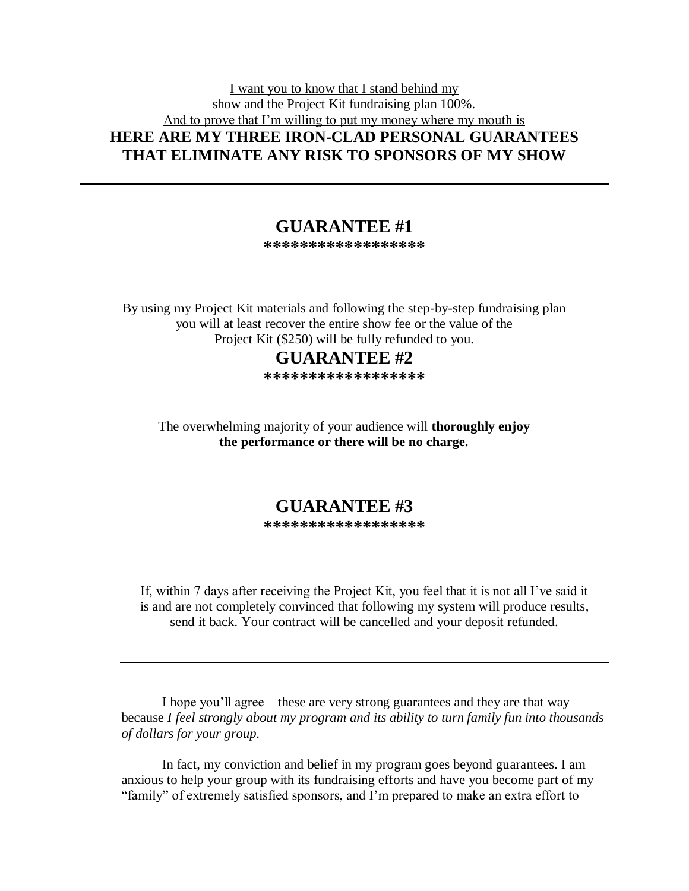<u>I want you to know that I stand behind my show and the Project Kit fundraising plan 100%. And to prove that I'm willing to put my money where my mouth is</u>

**HERE ARE MY THREE IRON-CLAD PERSONAL GUARANTEES THAT ELIMINATE ANY RISK TO SPONSORS OF MY SHOW**

---

## GUARANTEE #1

**\*\*\*\*\*\*\*\*\*\*\*\*\*\*\*\*\*\***

By using my Project Kit materials and following the step-by-step fundraising plan you will at least <u>recover the entire show fee</u> or the value of the Project Kit ($250) will be fully refunded to you.

## GUARANTEE #2

**\*\*\*\*\*\*\*\*\*\*\*\*\*\*\*\*\*\***

The overwhelming majority of your audience will **thoroughly enjoy the performance or there will be no charge.**

## GUARANTEE #3

**\*\*\*\*\*\*\*\*\*\*\*\*\*\*\*\*\*\***

If, within 7 days after receiving the Project Kit, you feel that it is not all I've said it is and are not <u>completely convinced that following my system will produce results</u>, send it back. Your contract will be cancelled and your deposit refunded.

---

I hope you'll agree – these are very strong guarantees and they are that way because *I feel strongly about my program and its ability to turn family fun into thousands of dollars for your group.*

In fact, my conviction and belief in my program goes beyond guarantees. I am anxious to help your group with its fundraising efforts and have you become part of my "family" of extremely satisfied sponsors, and I'm prepared to make an extra effort to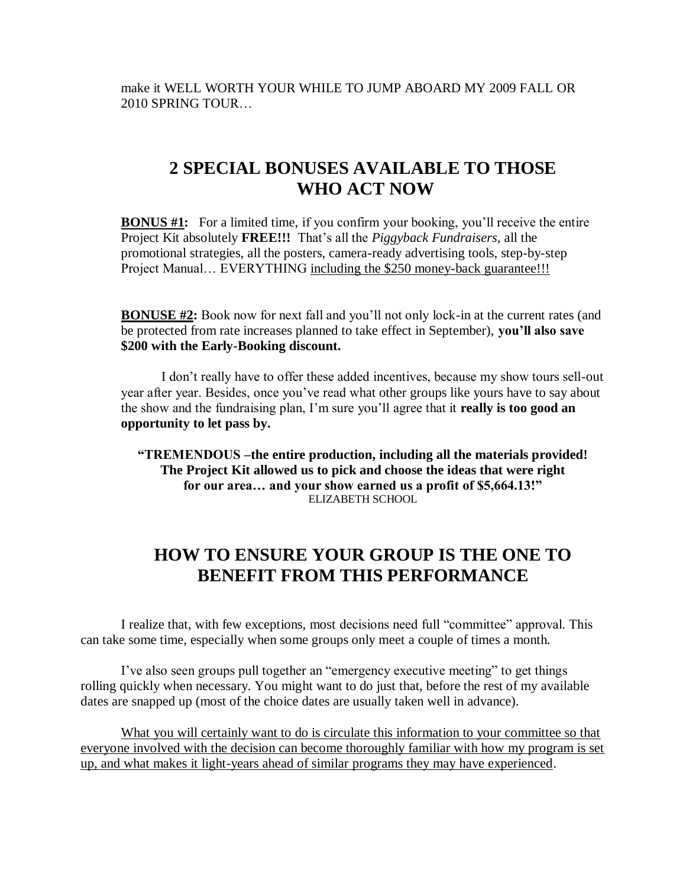make it WELL WORTH YOUR WHILE TO JUMP ABOARD MY 2009 FALL OR 2010 SPRING TOUR…

## 2 SPECIAL BONUSES AVAILABLE TO THOSE WHO ACT NOW

**BONUS #1:** For a limited time, if you confirm your booking, you'll receive the entire Project Kit absolutely **FREE!!!** That's all the *Piggyback Fundraisers*, all the promotional strategies, all the posters, camera-ready advertising tools, step-by-step Project Manual… EVERYTHING <u>including the $250 money-back guarantee!!!</u>

**BONUSE #2:** Book now for next fall and you'll not only lock-in at the current rates (and be protected from rate increases planned to take effect in September), **you'll also save $200 with the Early-Booking discount.**

I don't really have to offer these added incentives, because my show tours sell-out year after year. Besides, once you've read what other groups like yours have to say about the show and the fundraising plan, I'm sure you'll agree that it **really is too good an opportunity to let pass by.**

**"TREMENDOUS –the entire production, including all the materials provided! The Project Kit allowed us to pick and choose the ideas that were right for our area… and your show earned us a profit of $5,664.13!"**
ELIZABETH SCHOOL

## HOW TO ENSURE YOUR GROUP IS THE ONE TO BENEFIT FROM THIS PERFORMANCE

I realize that, with few exceptions, most decisions need full "committee" approval. This can take some time, especially when some groups only meet a couple of times a month.

I've also seen groups pull together an "emergency executive meeting" to get things rolling quickly when necessary. You might want to do just that, before the rest of my available dates are snapped up (most of the choice dates are usually taken well in advance).

<u>What you will certainly want to do is circulate this information to your committee so that everyone involved with the decision can become thoroughly familiar with how my program is set up, and what makes it light-years ahead of similar programs they may have experienced</u>.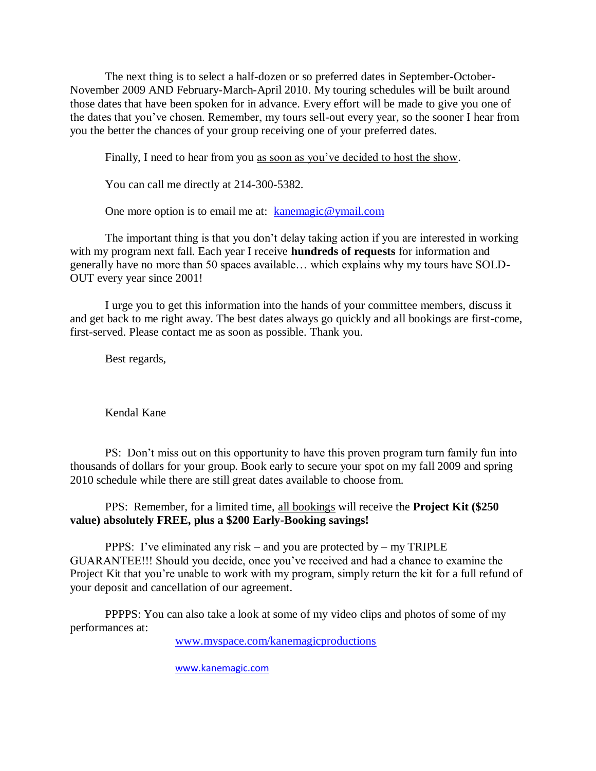The next thing is to select a half-dozen or so preferred dates in September-October-November 2009 AND February-March-April 2010. My touring schedules will be built around those dates that have been spoken for in advance. Every effort will be made to give you one of the dates that you've chosen. Remember, my tours sell-out every year, so the sooner I hear from you the better the chances of your group receiving one of your preferred dates.

Finally, I need to hear from you <u>as soon as you've decided to host the show</u>.

You can call me directly at 214-300-5382.

One more option is to email me at: [kanemagic@ymail.com](mailto:kanemagic@ymail.com)

The important thing is that you don't delay taking action if you are interested in working with my program next fall. Each year I receive **hundreds of requests** for information and generally have no more than 50 spaces available… which explains why my tours have SOLD-OUT every year since 2001!

I urge you to get this information into the hands of your committee members, discuss it and get back to me right away. The best dates always go quickly and all bookings are first-come, first-served. Please contact me as soon as possible. Thank you.

Best regards,

Kendal Kane

PS: Don't miss out on this opportunity to have this proven program turn family fun into thousands of dollars for your group. Book early to secure your spot on my fall 2009 and spring 2010 schedule while there are still great dates available to choose from.

PPS: Remember, for a limited time, <u>all bookings</u> will receive the **Project Kit ($250 value) absolutely FREE, plus a $200 Early-Booking savings!**

PPPS: I've eliminated any risk – and you are protected by – my TRIPLE GUARANTEE!!! Should you decide, once you've received and had a chance to examine the Project Kit that you're unable to work with my program, simply return the kit for a full refund of your deposit and cancellation of our agreement.

PPPPS: You can also take a look at some of my video clips and photos of some of my performances at:

[www.myspace.com/kanemagicproductions](http://www.myspace.com/kanemagicproductions)

[www.kanemagic.com](http://www.kanemagic.com)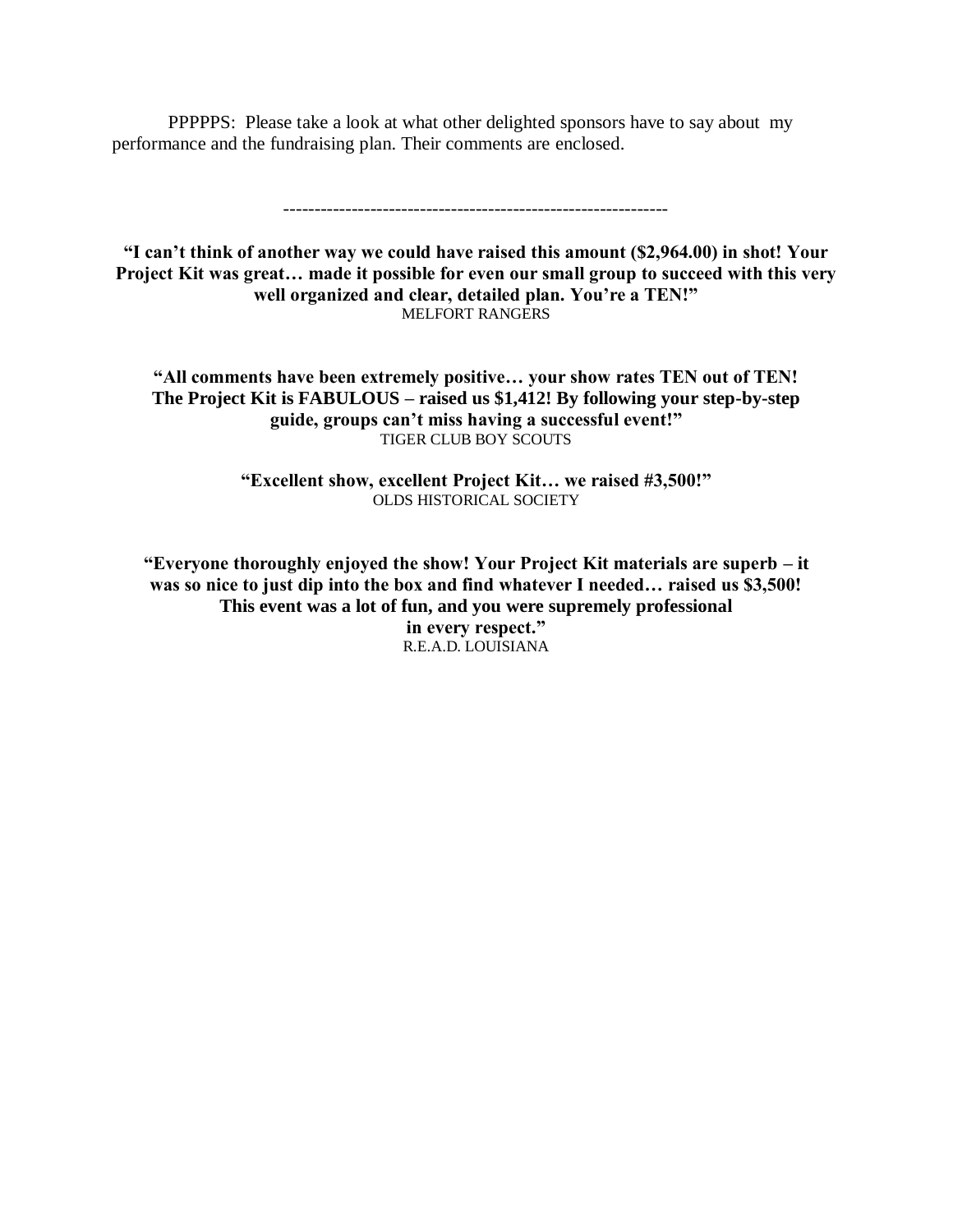PPPPPS: Please take a look at what other delighted sponsors have to say about my performance and the fundraising plan. Their comments are enclosed.

---------------------------------------------------------------

**"I can't think of another way we could have raised this amount ($2,964.00) in shot! Your Project Kit was great… made it possible for even our small group to succeed with this very well organized and clear, detailed plan. You're a TEN!"**
MELFORT RANGERS

**"All comments have been extremely positive… your show rates TEN out of TEN! The Project Kit is FABULOUS – raised us $1,412! By following your step-by-step guide, groups can't miss having a successful event!"**
TIGER CLUB BOY SCOUTS

**"Excellent show, excellent Project Kit… we raised #3,500!"**
OLDS HISTORICAL SOCIETY

**"Everyone thoroughly enjoyed the show! Your Project Kit materials are superb – it was so nice to just dip into the box and find whatever I needed… raised us $3,500! This event was a lot of fun, and you were supremely professional in every respect."**
R.E.A.D. LOUISIANA